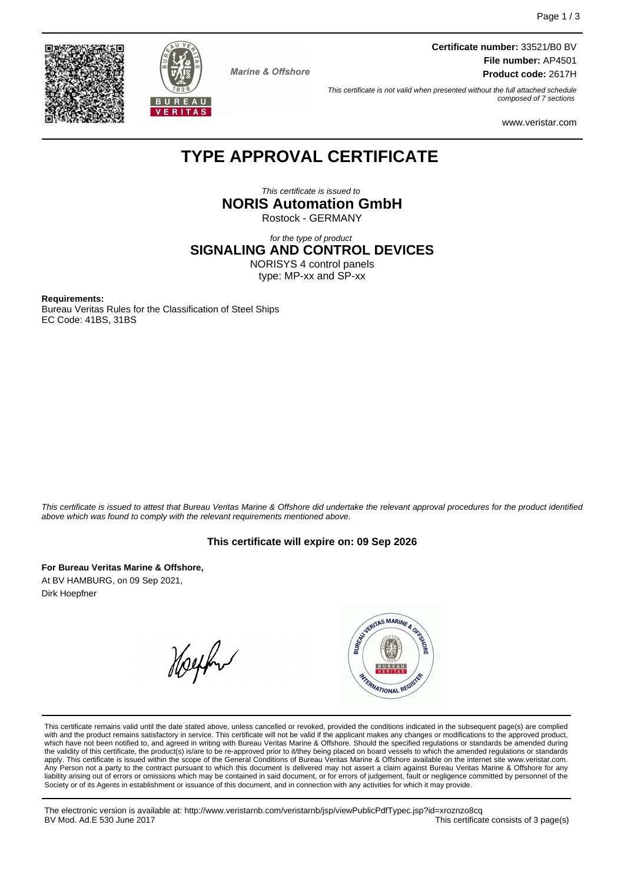**Certificate number:** 33521/B0 BV
**File number:** AP4501
**Product code:** 2617H

Marine & Offshore

*This certificate is not valid when presented without the full attached schedule composed of 7 sections*

www.veristar.com

# TYPE APPROVAL CERTIFICATE

*This certificate is issued to*

## NORIS Automation GmbH

Rostock - GERMANY

*for the type of product*

## SIGNALING AND CONTROL DEVICES

NORISYS 4 control panels
type: MP-xx and SP-xx

**Requirements:**
Bureau Veritas Rules for the Classification of Steel Ships
EC Code: 41BS, 31BS

*This certificate is issued to attest that Bureau Veritas Marine & Offshore did undertake the relevant approval procedures for the product identified above which was found to comply with the relevant requirements mentioned above.*

**This certificate will expire on: 09 Sep 2026**

**For Bureau Veritas Marine & Offshore,**
At BV HAMBURG, on 09 Sep 2021,
Dirk Hoepfner

This certificate remains valid until the date stated above, unless cancelled or revoked, provided the conditions indicated in the subsequent page(s) are complied with and the product remains satisfactory in service. This certificate will not be valid if the applicant makes any changes or modifications to the approved product, which have not been notified to, and agreed in writing with Bureau Veritas Marine & Offshore. Should the specified regulations or standards be amended during the validity of this certificate, the product(s) is/are to be re-approved prior to it/they being placed on board vessels to which the amended regulations or standards apply. This certificate is issued within the scope of the General Conditions of Bureau Veritas Marine & Offshore available on the internet site www.veristar.com. Any Person not a party to the contract pursuant to which this document is delivered may not assert a claim against Bureau Veritas Marine & Offshore for any liability arising out of errors or omissions which may be contained in said document, or for errors of judgement, fault or negligence committed by personnel of the Society or of its Agents in establishment or issuance of this document, and in connection with any activities for which it may provide.

The electronic version is available at: http://www.veristarnb.com/veristarnb/jsp/viewPublicPdfTypec.jsp?id=xroznzo8cq
BV Mod. Ad.E 530 June 2017
This certificate consists of 3 page(s)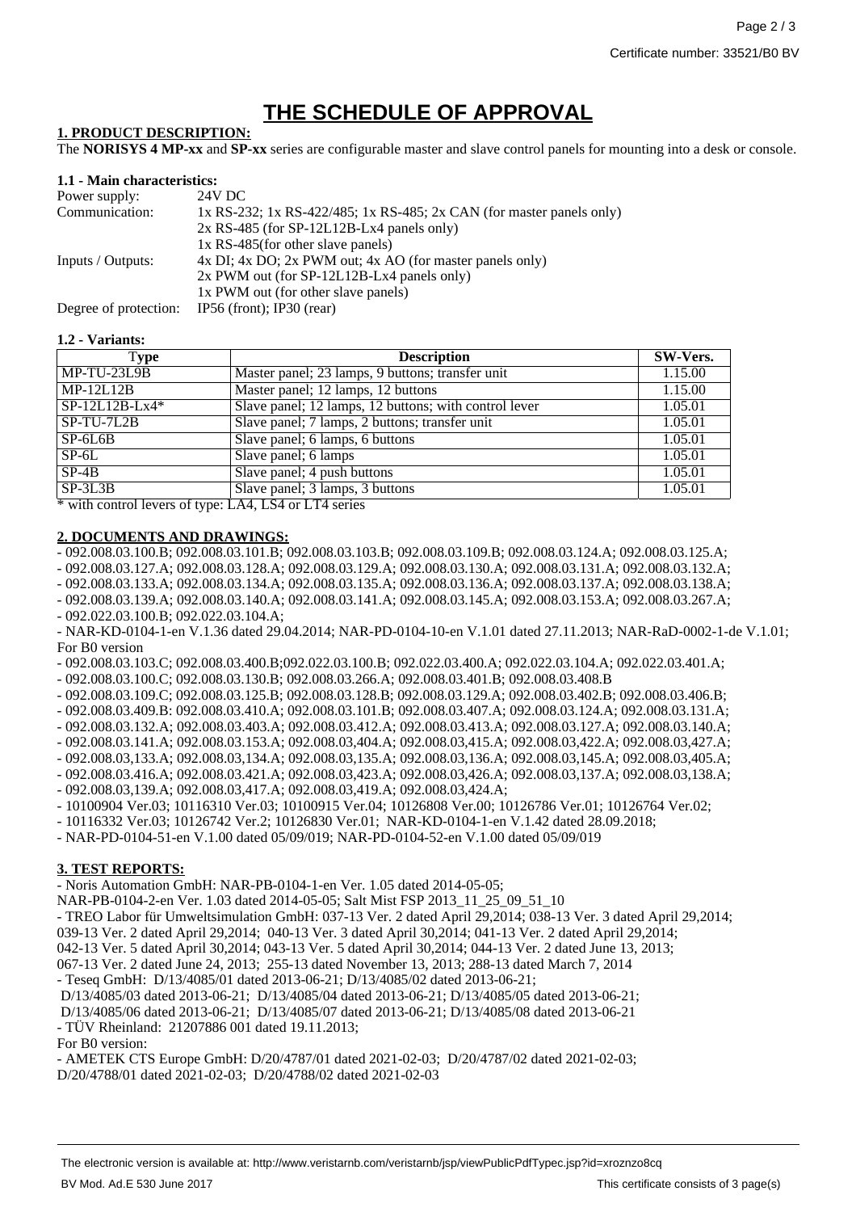# THE SCHEDULE OF APPROVAL

**1. PRODUCT DESCRIPTION:**

The **NORISYS 4 MP-xx** and **SP-xx** series are configurable master and slave control panels for mounting into a desk or console.

**1.1 - Main characteristics:**

| | |
|---|---|
| Power supply: | 24V DC |
| Communication: | 1x RS-232; 1x RS-422/485; 1x RS-485; 2x CAN (for master panels only) |
| | 2x RS-485 (for SP-12L12B-Lx4 panels only) |
| | 1x RS-485(for other slave panels) |
| Inputs / Outputs: | 4x DI; 4x DO; 2x PWM out; 4x AO (for master panels only) |
| | 2x PWM out (for SP-12L12B-Lx4 panels only) |
| | 1x PWM out (for other slave panels) |
| Degree of protection: | IP56 (front); IP30 (rear) |

**1.2 - Variants:**

| Type | Description | SW-Vers. |
|---|---|---|
| MP-TU-23L9B | Master panel; 23 lamps, 9 buttons; transfer unit | 1.15.00 |
| MP-12L12B | Master panel; 12 lamps, 12 buttons | 1.15.00 |
| SP-12L12B-Lx4* | Slave panel; 12 lamps, 12 buttons; with control lever | 1.05.01 |
| SP-TU-7L2B | Slave panel; 7 lamps, 2 buttons; transfer unit | 1.05.01 |
| SP-6L6B | Slave panel; 6 lamps, 6 buttons | 1.05.01 |
| SP-6L | Slave panel; 6 lamps | 1.05.01 |
| SP-4B | Slave panel; 4 push buttons | 1.05.01 |
| SP-3L3B | Slave panel; 3 lamps, 3 buttons | 1.05.01 |

* with control levers of type: LA4, LS4 or LT4 series

**2. DOCUMENTS AND DRAWINGS:**

- 092.008.03.100.B; 092.008.03.101.B; 092.008.03.103.B; 092.008.03.109.B; 092.008.03.124.A; 092.008.03.125.A;
- 092.008.03.127.A; 092.008.03.128.A; 092.008.03.129.A; 092.008.03.130.A; 092.008.03.131.A; 092.008.03.132.A;
- 092.008.03.133.A; 092.008.03.134.A; 092.008.03.135.A; 092.008.03.136.A; 092.008.03.137.A; 092.008.03.138.A;
- 092.008.03.139.A; 092.008.03.140.A; 092.008.03.141.A; 092.008.03.145.A; 092.008.03.153.A; 092.008.03.267.A;
- 092.022.03.100.B; 092.022.03.104.A;
- NAR-KD-0104-1-en V.1.36 dated 29.04.2014; NAR-PD-0104-10-en V.1.01 dated 27.11.2013; NAR-RaD-0002-1-de V.1.01;

For B0 version

- 092.008.03.103.C; 092.008.03.400.B;092.022.03.100.B; 092.022.03.400.A; 092.022.03.104.A; 092.022.03.401.A;
- 092.008.03.100.C; 092.008.03.130.B; 092.008.03.266.A; 092.008.03.401.B; 092.008.03.408.B
- 092.008.03.109.C; 092.008.03.125.B; 092.008.03.128.B; 092.008.03.129.A; 092.008.03.402.B; 092.008.03.406.B;
- 092.008.03.409.B: 092.008.03.410.A; 092.008.03.101.B; 092.008.03.407.A; 092.008.03.124.A; 092.008.03.131.A;
- 092.008.03.132.A; 092.008.03.403.A; 092.008.03.412.A; 092.008.03.413.A; 092.008.03.127.A; 092.008.03.140.A;
- 092.008.03.141.A; 092.008.03.153.A; 092.008.03,404.A; 092.008.03,415.A; 092.008.03,422.A; 092.008.03,427.A;
- 092.008.03,133.A; 092.008.03,134.A; 092.008.03,135.A; 092.008.03,136.A; 092.008.03,145.A; 092.008.03,405.A;
- 092.008.03.416.A; 092.008.03.421.A; 092.008.03,423.A; 092.008.03,426.A; 092.008.03,137.A; 092.008.03,138.A;
- 092.008.03,139.A; 092.008.03,417.A; 092.008.03,419.A; 092.008.03,424.A;
- 10100904 Ver.03; 10116310 Ver.03; 10100915 Ver.04; 10126808 Ver.00; 10126786 Ver.01; 10126764 Ver.02;
- 10116332 Ver.03; 10126742 Ver.2; 10126830 Ver.01; NAR-KD-0104-1-en V.1.42 dated 28.09.2018;
- NAR-PD-0104-51-en V.1.00 dated 05/09/019; NAR-PD-0104-52-en V.1.00 dated 05/09/019

**3. TEST REPORTS:**

- Noris Automation GmbH: NAR-PB-0104-1-en Ver. 1.05 dated 2014-05-05;
NAR-PB-0104-2-en Ver. 1.03 dated 2014-05-05; Salt Mist FSP 2013_11_25_09_51_10
- TREO Labor für Umweltsimulation GmbH: 037-13 Ver. 2 dated April 29,2014; 038-13 Ver. 3 dated April 29,2014;
039-13 Ver. 2 dated April 29,2014; 040-13 Ver. 3 dated April 30,2014; 041-13 Ver. 2 dated April 29,2014;
042-13 Ver. 5 dated April 30,2014; 043-13 Ver. 5 dated April 30,2014; 044-13 Ver. 2 dated June 13, 2013;
067-13 Ver. 2 dated June 24, 2013; 255-13 dated November 13, 2013; 288-13 dated March 7, 2014
- Teseq GmbH: D/13/4085/01 dated 2013-06-21; D/13/4085/02 dated 2013-06-21;
D/13/4085/03 dated 2013-06-21; D/13/4085/04 dated 2013-06-21; D/13/4085/05 dated 2013-06-21;
D/13/4085/06 dated 2013-06-21; D/13/4085/07 dated 2013-06-21; D/13/4085/08 dated 2013-06-21
- TÜV Rheinland: 21207886 001 dated 19.11.2013;

For B0 version:

- AMETEK CTS Europe GmbH: D/20/4787/01 dated 2021-02-03; D/20/4787/02 dated 2021-02-03;
D/20/4788/01 dated 2021-02-03; D/20/4788/02 dated 2021-02-03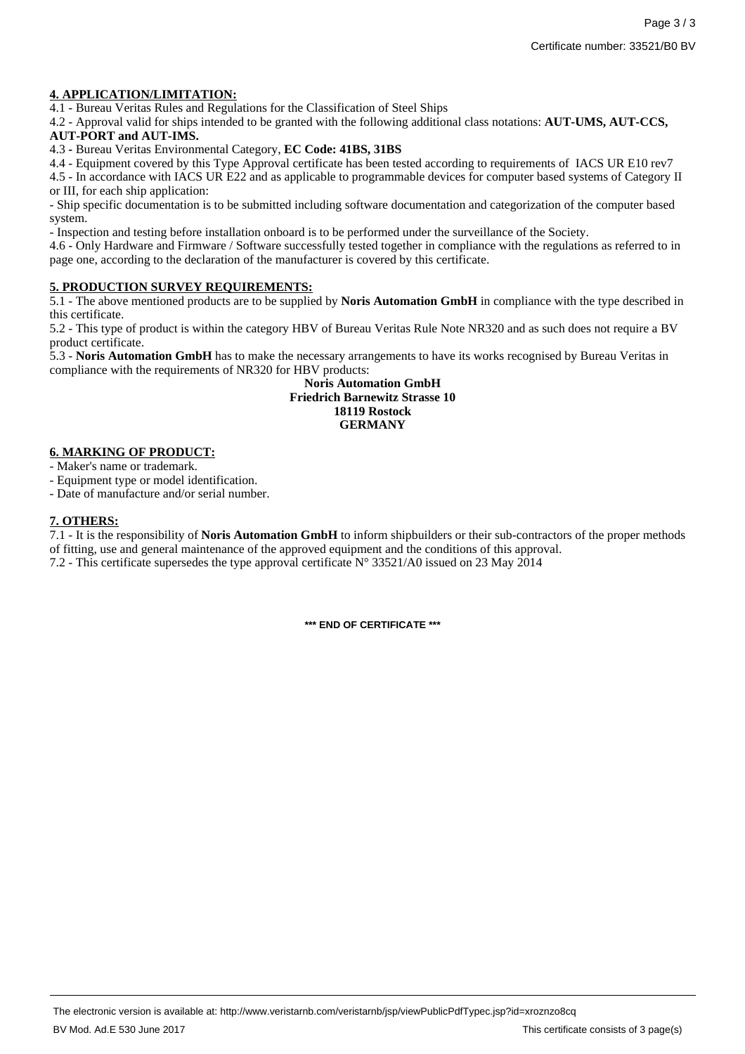## 4. APPLICATION/LIMITATION:

4.1 - Bureau Veritas Rules and Regulations for the Classification of Steel Ships

4.2 - Approval valid for ships intended to be granted with the following additional class notations: **AUT-UMS, AUT-CCS, AUT-PORT and AUT-IMS.**

4.3 - Bureau Veritas Environmental Category, **EC Code: 41BS, 31BS**

4.4 - Equipment covered by this Type Approval certificate has been tested according to requirements of IACS UR E10 rev7

4.5 - In accordance with IACS UR E22 and as applicable to programmable devices for computer based systems of Category II or III, for each ship application:

- Ship specific documentation is to be submitted including software documentation and categorization of the computer based system.
- Inspection and testing before installation onboard is to be performed under the surveillance of the Society.

4.6 - Only Hardware and Firmware / Software successfully tested together in compliance with the regulations as referred to in page one, according to the declaration of the manufacturer is covered by this certificate.

## 5. PRODUCTION SURVEY REQUIREMENTS:

5.1 - The above mentioned products are to be supplied by **Noris Automation GmbH** in compliance with the type described in this certificate.

5.2 - This type of product is within the category HBV of Bureau Veritas Rule Note NR320 and as such does not require a BV product certificate.

5.3 - **Noris Automation GmbH** has to make the necessary arrangements to have its works recognised by Bureau Veritas in compliance with the requirements of NR320 for HBV products:

**Noris Automation GmbH**
**Friedrich Barnewitz Strasse 10**
**18119 Rostock**
**GERMANY**

## 6. MARKING OF PRODUCT:

- Maker's name or trademark.
- Equipment type or model identification.
- Date of manufacture and/or serial number.

## 7. OTHERS:

7.1 - It is the responsibility of **Noris Automation GmbH** to inform shipbuilders or their sub-contractors of the proper methods of fitting, use and general maintenance of the approved equipment and the conditions of this approval.

7.2 - This certificate supersedes the type approval certificate N° 33521/A0 issued on 23 May 2014

**\*\*\* END OF CERTIFICATE \*\*\***

The electronic version is available at: http://www.veristarnb.com/veristarnb/jsp/viewPublicPdfTypec.jsp?id=xroznzo8cq